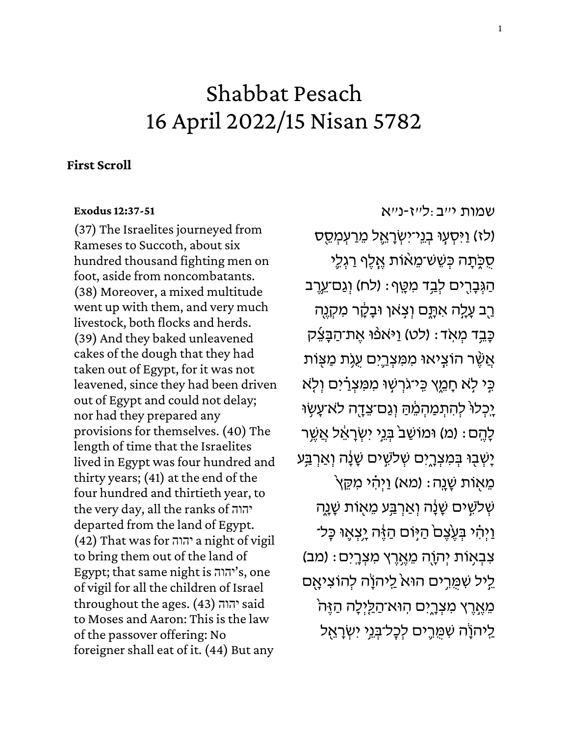# Shabbat Pesach
# 16 April 2022/15 Nisan 5782

**First Scroll**

**Exodus 12:37-51**

(37) The Israelites journeyed from Rameses to Succoth, about six hundred thousand fighting men on foot, aside from noncombatants. (38) Moreover, a mixed multitude went up with them, and very much livestock, both flocks and herds. (39) And they baked unleavened cakes of the dough that they had taken out of Egypt, for it was not leavened, since they had been driven out of Egypt and could not delay; nor had they prepared any provisions for themselves. (40) The length of time that the Israelites lived in Egypt was four hundred and thirty years; (41) at the end of the four hundred and thirtieth year, to the very day, all the ranks of יהוה departed from the land of Egypt. (42) That was for יהוה a night of vigil to bring them out of the land of Egypt; that same night is יהוה's, one of vigil for all the children of Israel throughout the ages. (43) יהוה said to Moses and Aaron: This is the law of the passover offering: No foreigner shall eat of it. (44) But any

שמות י״ב:ל״ז-נ״א

(לז) וַיִּסְעוּ בְנֵי־יִשְׂרָאֵל מֵרַעְמְסֵס סֻכֹּתָה כְּשֵׁשׁ־מֵאוֹת אֶלֶף רַגְלִי הַגְּבָרִים לְבַד מִטָּף׃ (לח) וְגַם־עֵרֶב רַב עָלָה אִתָּם וְצֹאן וּבָקָר מִקְנֶה כָּבֵד מְאֹד׃ (לט) וַיֹּאפוּ אֶת־הַבָּצֵק אֲשֶׁר הוֹצִיאוּ מִמִּצְרַיִם עֻגֹת מַצּוֹת כִּי לֹא חָמֵץ כִּי־גֹרְשׁוּ מִמִּצְרַיִם וְלֹא יָכְלוּ לְהִתְמַהְמֵהַּ וְגַם־צֵדָה לֹא־עָשׂוּ לָהֶם׃ (מ) וּמוֹשַׁב בְּנֵי יִשְׂרָאֵל אֲשֶׁר יָשְׁבוּ בְּמִצְרָיִם שְׁלֹשִׁים שָׁנָה וְאַרְבַּע מֵאוֹת שָׁנָה׃ (מא) וַיְהִי מִקֵּץ שְׁלֹשִׁים שָׁנָה וְאַרְבַּע מֵאוֹת שָׁנָה וַיְהִי בְּעֶצֶם הַיּוֹם הַזֶּה יָצְאוּ כָּל־צִבְאוֹת יְהֹוָה מֵאֶרֶץ מִצְרָיִם׃ (מב) לֵיל שִׁמֻּרִים הוּא לַיהֹוָה לְהוֹצִיאָם מֵאֶרֶץ מִצְרָיִם הוּא־הַלַּיְלָה הַזֶּה לַיהֹוָה שִׁמֻּרִים לְכָל־בְּנֵי יִשְׂרָאֵל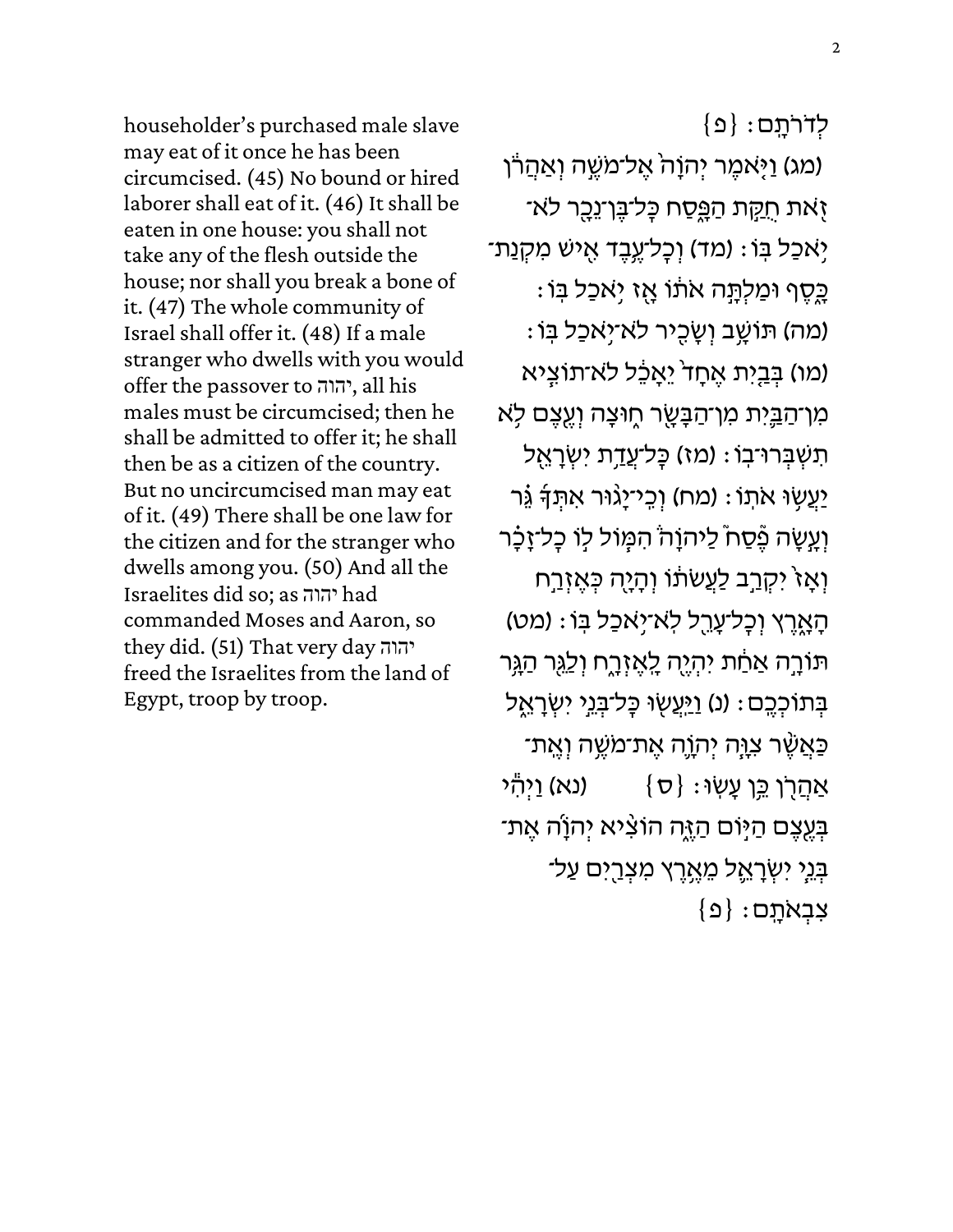householder's purchased male slave may eat of it once he has been circumcised. (45) No bound or hired laborer shall eat of it. (46) It shall be eaten in one house: you shall not take any of the flesh outside the house; nor shall you break a bone of it. (47) The whole community of Israel shall offer it. (48) If a male stranger who dwells with you would offer the passover to יהוה, all his males must be circumcised; then he shall be admitted to offer it; he shall then be as a citizen of the country. But no uncircumcised man may eat of it. (49) There shall be one law for the citizen and for the stranger who dwells among you. (50) And all the Israelites did so; as יהוה had commanded Moses and Aaron, so they did. (51) That very day יהוה freed the Israelites from the land of Egypt, troop by troop.

לְדֹרֹתָֽם׃ {פ}

(מג) וַיֹּ֤אמֶר יְהֹוָה֙ אֶל־מֹשֶׁ֣ה וְאַהֲרֹ֔ן זֹ֖את חֻקַּ֣ת הַפָּ֑סַח כׇּל־בֶּן־נֵכָ֖ר לֹא־יֹ֥אכַל בּֽוֹ׃ (מד) וְכׇל־עֶ֥בֶד אִ֖ישׁ מִקְנַת־כָּ֑סֶף וּמַלְתָּ֣ה אֹת֔וֹ אָ֖ז יֹ֥אכַל בּֽוֹ׃ (מה) תּוֹשָׁ֥ב וְשָׂכִ֖יר לֹא־יֹ֥אכַל בּֽוֹ׃ (מו) בְּבַ֤יִת אֶחָד֙ יֵאָכֵ֔ל לֹא־תוֹצִ֧יא מִן־הַבַּ֛יִת מִן־הַבָּשָׂ֖ר ח֑וּצָה וְעֶ֖צֶם לֹ֥א תִשְׁבְּרוּ־בֽוֹ׃ (מז) כׇּל־עֲדַ֥ת יִשְׂרָאֵ֖ל יַעֲשׂ֥וּ אֹתֽוֹ׃ (מח) וְכִֽי־יָג֨וּר אִתְּךָ֜ גֵּ֗ר וְעָ֣שָׂה פֶסַח֮ לַיהֹוָה֒ הִמּ֥וֹל ל֣וֹ כׇל־זָכָ֗ר וְאָז֙ יִקְרַ֣ב לַעֲשֹׂת֔וֹ וְהָיָ֖ה כְּאֶזְרַ֣ח הָאָ֑רֶץ וְכׇל־עָרֵ֖ל לֹא־יֹ֥אכַל בּֽוֹ׃ (מט) תּוֹרָ֣ה אַחַ֔ת יִהְיֶ֖ה לָֽאֶזְרָ֑ח וְלַגֵּ֖ר הַגָּ֥ר בְּתוֹכְכֶֽם׃ (נ) וַֽיַּעֲשׂ֖וּ כׇּל־בְּנֵ֣י יִשְׂרָאֵ֑ל כַּאֲשֶׁ֨ר צִוָּ֧ה יְהֹוָ֛ה אֶת־מֹשֶׁ֥ה וְאֶֽת־אַהֲרֹ֖ן כֵּ֥ן עָשֽׂוּ׃ {ס} (נא) וַיְהִ֕י בְּעֶ֖צֶם הַיּ֣וֹם הַזֶּ֑ה הוֹצִ֨יא יְהֹוָ֜ה אֶת־בְּנֵ֧י יִשְׂרָאֵ֛ל מֵאֶ֥רֶץ מִצְרַ֖יִם עַל־צִבְאֹתָֽם׃ {פ}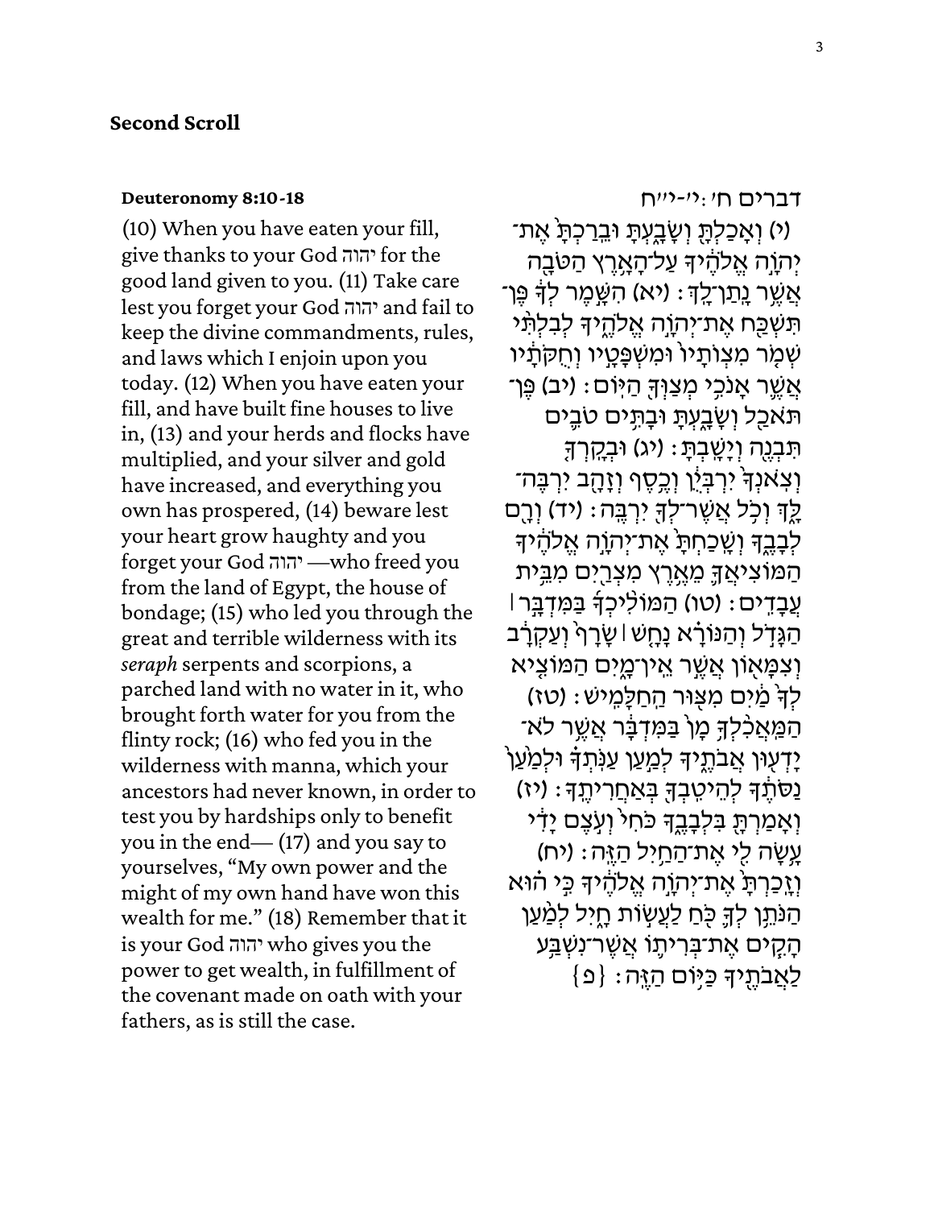## Second Scroll

**Deuteronomy 8:10-18**

(10) When you have eaten your fill, give thanks to your God יהוה for the good land given to you. (11) Take care lest you forget your God יהוה and fail to keep the divine commandments, rules, and laws which I enjoin upon you today. (12) When you have eaten your fill, and have built fine houses to live in, (13) and your herds and flocks have multiplied, and your silver and gold have increased, and everything you own has prospered, (14) beware lest your heart grow haughty and you forget your God יהוה —who freed you from the land of Egypt, the house of bondage; (15) who led you through the great and terrible wilderness with its *seraph* serpents and scorpions, a parched land with no water in it, who brought forth water for you from the flinty rock; (16) who fed you in the wilderness with manna, which your ancestors had never known, in order to test you by hardships only to benefit you in the end— (17) and you say to yourselves, "My own power and the might of my own hand have won this wealth for me." (18) Remember that it is your God יהוה who gives you the power to get wealth, in fulfillment of the covenant made on oath with your fathers, as is still the case.

דברים ח׳:י׳-י״ח

(י) וְאָכַלְתָּ֖ וְשָׂבָ֑עְתָּ וּבֵֽרַכְתָּ֙ אֶת־יְהֹוָ֣ה אֱלֹהֶ֔יךָ עַל־הָאָ֥רֶץ הַטֹּבָ֖ה אֲשֶׁ֥ר נָֽתַן־לָֽךְ׃ (יא) הִשָּׁ֣מֶר לְךָ֔ פֶּן־תִּשְׁכַּ֖ח אֶת־יְהֹוָ֣ה אֱלֹהֶ֑יךָ לְבִלְתִּ֨י שְׁמֹ֤ר מִצְוֺתָיו֙ וּמִשְׁפָּטָ֣יו וְחֻקֹּתָ֔יו אֲשֶׁ֛ר אָנֹכִ֥י מְצַוְּךָ֖ הַיּֽוֹם׃ (יב) פֶּן־תֹּאכַ֖ל וְשָׂבָ֑עְתָּ וּבָתִּ֥ים טֹבִ֛ים תִּבְנֶ֖ה וְיָשָֽׁבְתָּ׃ (יג) וּבְקָרְךָ֤ וְצֹֽאנְךָ֙ יִרְבְּיֻ֔ן וְכֶ֥סֶף וְזָהָ֖ב יִרְבֶּה־לָּ֑ךְ וְכֹ֥ל אֲשֶׁר־לְךָ֖ יִרְבֶּֽה׃ (יד) וְרָ֖ם לְבָבֶ֑ךָ וְשָׁכַחְתָּ֙ אֶת־יְהֹוָ֣ה אֱלֹהֶ֔יךָ הַמּוֹצִיאֲךָ֛ מֵאֶ֥רֶץ מִצְרַ֖יִם מִבֵּ֥ית עֲבָדִֽים׃ (טו) הַמּוֹלִ֨יכְךָ֜ בַּמִּדְבָּ֣ר ׀ הַגָּדֹ֣ל וְהַנּוֹרָ֗א נָחָ֤שׁ ׀ שָׂרָף֙ וְעַקְרָ֔ב וְצִמָּא֖וֹן אֲשֶׁ֣ר אֵֽין־מָ֑יִם הַמּוֹצִ֤יא לְךָ֙ מַ֔יִם מִצּ֖וּר הַחַלָּמִֽישׁ׃ (טז) הַמַּאֲכִ֨לְךָ֥ מָן֙ בַּמִּדְבָּ֔ר אֲשֶׁ֥ר לֹא־יָדְע֖וּן אֲבֹתֶ֑יךָ לְמַ֣עַן עַנֹּֽתְךָ֗ וּלְמַ֙עַן֙ נַסֹּתֶ֔ךָ לְהֵיטִֽבְךָ֖ בְּאַחֲרִיתֶֽךָ׃ (יז) וְאָמַרְתָּ֖ בִּלְבָבֶ֑ךָ כֹּחִי֙ וְעֹ֣צֶם יָדִ֔י עָ֥שָׂה לִ֖י אֶת־הַחַ֥יִל הַזֶּֽה׃ (יח) וְזָֽכַרְתָּ֙ אֶת־יְהֹוָ֣ה אֱלֹהֶ֔יךָ כִּ֣י ה֗וּא הַנֹּתֵ֥ן לְךָ֛ כֹּ֖חַ לַעֲשׂ֣וֹת חָ֑יִל לְמַ֨עַן הָקִ֧ים אֶת־בְּרִית֛וֹ אֲשֶׁר־נִשְׁבַּ֥ע לַאֲבֹתֶ֖יךָ כַּיּ֥וֹם הַזֶּֽה׃ {פ}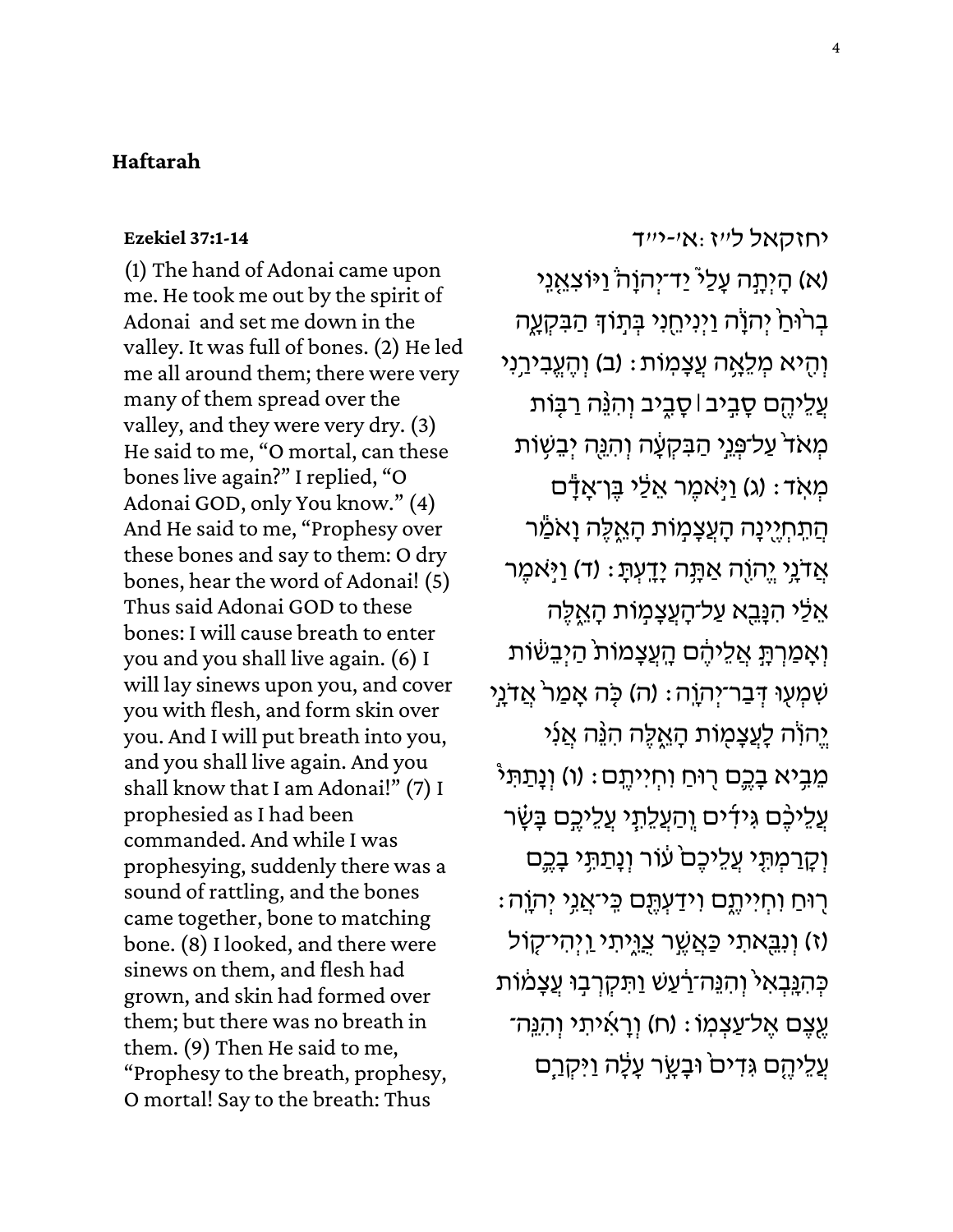## Haftarah

**Ezekiel 37:1-14**

יחזקאל ל״ז :א׳-י״ד

(1) The hand of Adonai came upon me. He took me out by the spirit of Adonai and set me down in the valley. It was full of bones. (2) He led me all around them; there were very many of them spread over the valley, and they were very dry. (3) He said to me, "O mortal, can these bones live again?" I replied, "O Adonai GOD, only You know." (4) And He said to me, "Prophesy over these bones and say to them: O dry bones, hear the word of Adonai! (5) Thus said Adonai GOD to these bones: I will cause breath to enter you and you shall live again. (6) I will lay sinews upon you, and cover you with flesh, and form skin over you. And I will put breath into you, and you shall live again. And you shall know that I am Adonai!" (7) I prophesied as I had been commanded. And while I was prophesying, suddenly there was a sound of rattling, and the bones came together, bone to matching bone. (8) I looked, and there were sinews on them, and flesh had grown, and skin had formed over them; but there was no breath in them. (9) Then He said to me, "Prophesy to the breath, prophesy, O mortal! Say to the breath: Thus

(א) הָיְתָ֣ה עָלַי֮ יַד־יְהוָה֒ וַיּוֹצִאֵ֤נִי בְר֙וּחַ֙ יְהוָ֔ה וַיְנִיחֵ֖נִי בְּת֣וֹךְ הַבִּקְעָ֑ה וְהִ֖יא מְלֵאָ֥ה עֲצָמֽוֹת׃ (ב) וְהֶעֱבִירַ֥נִי עֲלֵיהֶ֖ם סָבִ֣יב ׀ סָבִ֑יב וְהִנֵּ֨ה רַבּ֤וֹת מְאֹד֙ עַל־פְּנֵ֣י הַבִּקְעָ֔ה וְהִנֵּ֖ה יְבֵשׁ֥וֹת מְאֹֽד׃ (ג) וַיֹּ֣אמֶר אֵלַ֔י בֶּן־אָדָ֕ם הֲתִחְיֶ֖ינָה הָעֲצָמ֣וֹת הָאֵ֑לֶּה וָאֹמַ֕ר אֲדֹנָ֥י יֱהוִ֖ה אַתָּ֥ה יָדָֽעְתָּ׃ (ד) וַיֹּ֣אמֶר אֵלַ֔י הִנָּבֵ֖א עַל־הָעֲצָמ֣וֹת הָאֵ֑לֶּה וְאָמַרְתָּ֣ אֲלֵיהֶ֗ם הָעֲצָמוֹת֙ הַיְבֵשׁ֔וֹת שִׁמְע֖וּ דְּבַר־יְהוָֽה׃ (ה) כֹּ֤ה אָמַר֙ אֲדֹנָ֣י יֱהוִ֔ה לָעֲצָמ֖וֹת הָאֵ֑לֶּה הִנֵּ֨ה אֲנִ֜י מֵבִ֥יא בָכֶ֛ם ר֖וּחַ וִחְיִיתֶֽם׃ (ו) וְנָתַתִּ֨י עֲלֵיכֶ֜ם גִּידִ֗ים וְהַעֲלֵתִ֤י עֲלֵיכֶם֙ בָּשָׂ֔ר וְקָרַמְתִּ֤י עֲלֵיכֶם֙ ע֔וֹר וְנָתַתִּ֥י בָכֶ֛ם ר֖וּחַ וִחְיִיתֶ֑ם וִֽידַעְתֶּ֖ם כִּֽי־אֲנִ֥י יְהוָֽה׃ (ז) וְנִבֵּ֖אתִי כַּאֲשֶׁ֣ר צֻוֵּ֑יתִי וַֽיְהִי־ק֤וֹל כְּהִנָּֽבְאִי֙ וְהִנֵּה־רַ֔עַשׁ וַתִּקְרְב֥וּ עֲצָמ֖וֹת עֶ֥צֶם אֶל־עַצְמֽוֹ׃ (ח) וְרָאִ֜יתִי וְהִנֵּֽה־עֲלֵיהֶ֤ם גִּדִים֙ וּבָשָׂ֣ר עָלָ֔ה וַיִּקְרַ֧ם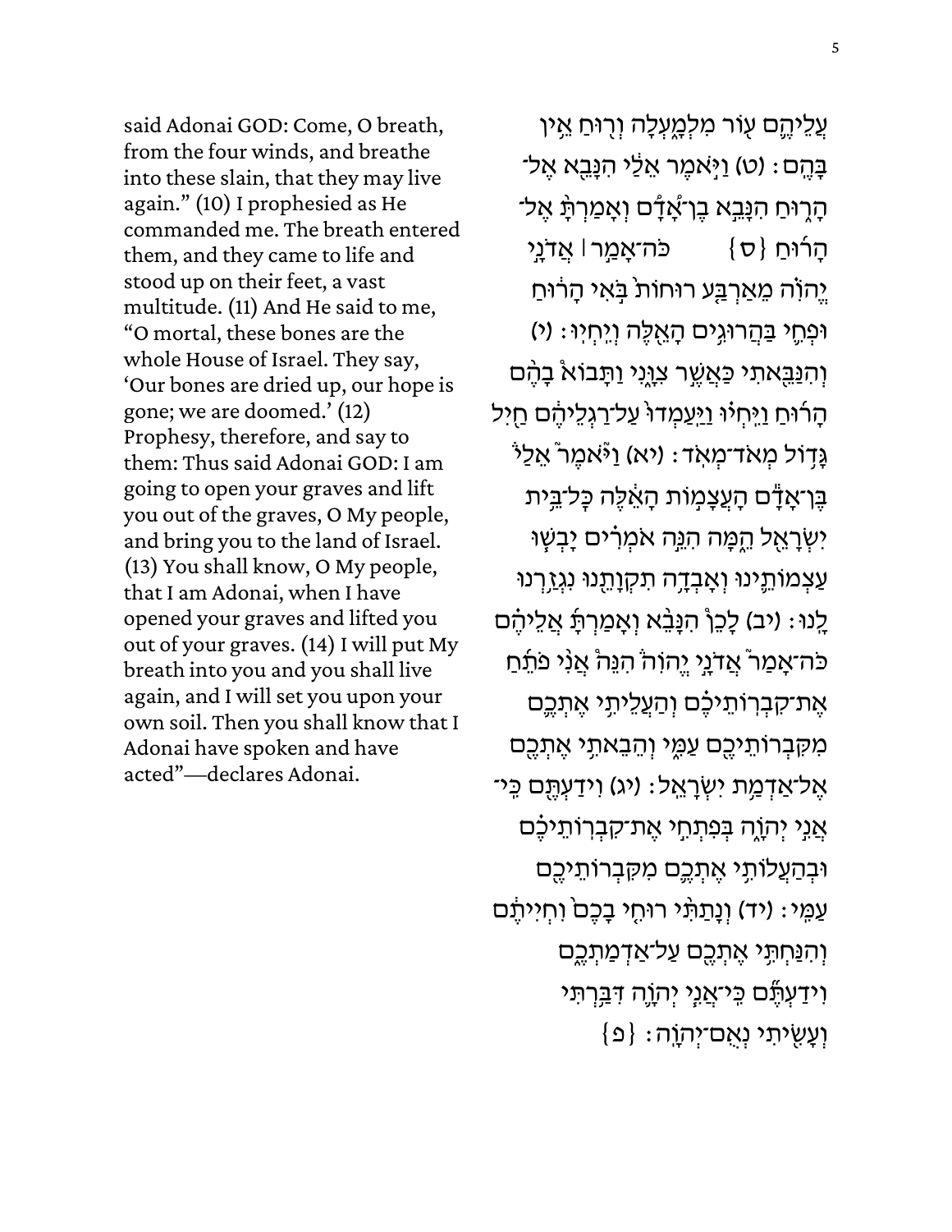said Adonai GOD: Come, O breath, from the four winds, and breathe into these slain, that they may live again." (10) I prophesied as He commanded me. The breath entered them, and they came to life and stood up on their feet, a vast multitude. (11) And He said to me, "O mortal, these bones are the whole House of Israel. They say, 'Our bones are dried up, our hope is gone; we are doomed.' (12) Prophesy, therefore, and say to them: Thus said Adonai GOD: I am going to open your graves and lift you out of the graves, O My people, and bring you to the land of Israel. (13) You shall know, O My people, that I am Adonai, when I have opened your graves and lifted you out of your graves. (14) I will put My breath into you and you shall live again, and I will set you upon your own soil. Then you shall know that I Adonai have spoken and have acted"—declares Adonai.

עֲלֵיהֶ֥ם ע֖וֹר מִלְמָ֑עְלָה וְר֖וּחַ אֵ֥ין בָּהֶֽם׃ (ט) וַיֹּ֣אמֶר אֵלַ֔י הִנָּבֵ֖א אֶל־הָר֑וּחַ הִנָּבֵ֣א בֶן־אָ֠דָם וְאָמַרְתָּ֨ אֶל־הָר֜וּחַ {ס} כֹּה־אָמַ֣ר ׀ אֲדֹנָ֣י יֱהֹוִ֗ה מֵאַרְבַּ֤ע רוּחוֹת֙ בֹּ֣אִי הָר֔וּחַ וּפְחִ֛י בַּהֲרוּגִ֥ים הָאֵ֖לֶּה וְיִֽחְיֽוּ׃ (י) וְהִנַּבֵּ֖אתִי כַּאֲשֶׁ֣ר צִוָּ֑נִי וַתָּב֣וֹא בָהֶ֣ם הָר֠וּחַ וַיִּֽחְי֗וּ וַיַּֽעַמְדוּ֙ עַל־רַגְלֵיהֶ֔ם חַ֖יִל גָּד֥וֹל מְאֹד־מְאֹֽד׃ (יא) וַיֹּאמֶר֮ אֵלַי֒ בֶּן־אָדָ֕ם הָעֲצָמ֣וֹת הָאֵ֔לֶּה כָּל־בֵּ֥ית יִשְׂרָאֵ֖ל הֵ֑מָּה הִנֵּ֣ה אֹמְרִ֗ים יָבְשׁ֧וּ עַצְמוֹתֵ֛ינוּ וְאָבְדָ֥ה תִקְוָתֵ֖נוּ נִגְזַ֥רְנוּ לָֽנוּ׃ (יב) לָכֵ֞ן הִנָּבֵ֣א וְאָמַרְתָּ֣ אֲלֵיהֶ֗ם כֹּֽה־אָמַר֮ אֲדֹנָ֣י יֱהֹוִה֒ הִנֵּה֩ אֲנִ֨י פֹתֵ֜חַ אֶת־קִבְרֽוֹתֵיכֶ֗ם וְהַעֲלֵיתִ֥י אֶתְכֶ֛ם מִקִּבְרוֹתֵיכֶ֖ם עַמִּ֑י וְהֵבֵאתִ֥י אֶתְכֶ֖ם אֶל־אַדְמַ֥ת יִשְׂרָאֵֽל׃ (יג) וִידַעְתֶּ֖ם כִּֽי־אֲנִ֣י יְהֹוָ֑ה בְּפִתְחִ֣י אֶת־קִבְרֽוֹתֵיכֶ֗ם וּבְהַעֲלוֹתִ֥י אֶתְכֶ֛ם מִקִּבְרוֹתֵיכֶ֖ם עַמִּֽי׃ (יד) וְנָתַתִּ֨י רוּחִ֤י בָכֶם֙ וִחְיִיתֶ֔ם וְהִנַּחְתִּ֥י אֶתְכֶ֖ם עַל־אַדְמַתְכֶ֑ם וִידַעְתֶּ֞ם כִּֽי־אֲנִ֧י יְהֹוָ֛ה דִּבַּ֥רְתִּי וְעָשִׂ֖יתִי נְאֻם־יְהֹוָֽה׃ {פ}